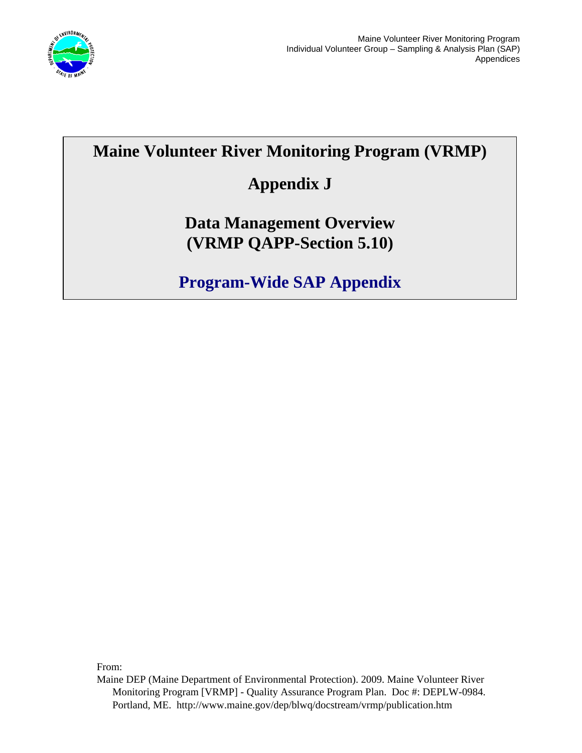# Maine Volunteer River Monitoring Program (VRMP)

## Appendix J

## Data Management Overview (VRMP QAPP-Section 5.10)

## Program-Wide SAP Appendix

From:

Maine DEP (Maine Department of Environmental Protection). 2009. Maine Volunteer River Monitoring Program [VRMP] - Quality Assurance Program Plan. Doc #: DEPLW-0984. Portland, ME. http://www.maine.gov/dep/blwq/docstream/vrmp/publication.htm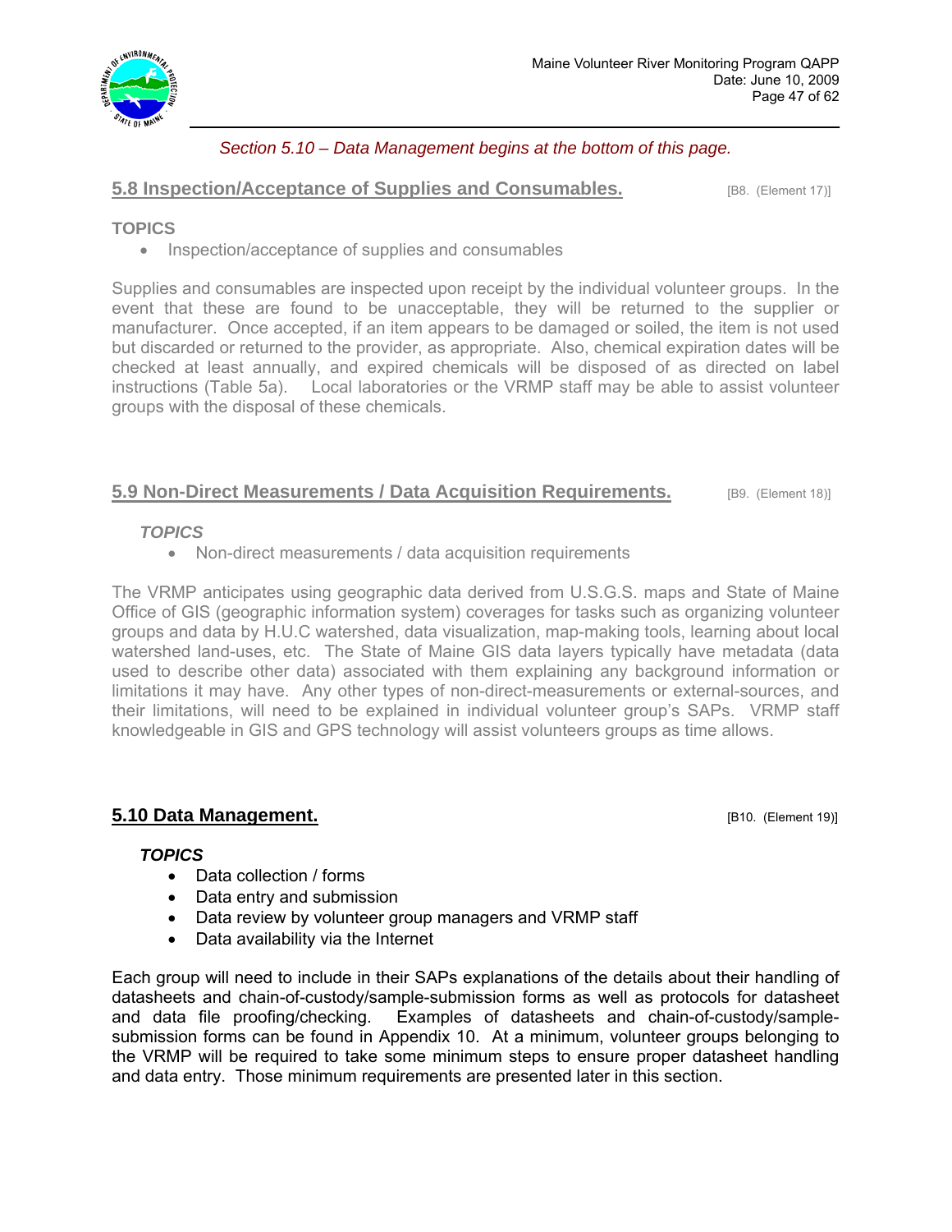*Section 5.10 – Data Management begins at the bottom of this page.*

## 5.8 Inspection/Acceptance of Supplies and Consumables.

[B8. (Element 17)]

**TOPICS**

- Inspection/acceptance of supplies and consumables

Supplies and consumables are inspected upon receipt by the individual volunteer groups. In the event that these are found to be unacceptable, they will be returned to the supplier or manufacturer. Once accepted, if an item appears to be damaged or soiled, the item is not used but discarded or returned to the provider, as appropriate. Also, chemical expiration dates will be checked at least annually, and expired chemicals will be disposed of as directed on label instructions (Table 5a). Local laboratories or the VRMP staff may be able to assist volunteer groups with the disposal of these chemicals.

## 5.9 Non-Direct Measurements / Data Acquisition Requirements.

[B9. (Element 18)]

***TOPICS***

- Non-direct measurements / data acquisition requirements

The VRMP anticipates using geographic data derived from U.S.G.S. maps and State of Maine Office of GIS (geographic information system) coverages for tasks such as organizing volunteer groups and data by H.U.C watershed, data visualization, map-making tools, learning about local watershed land-uses, etc. The State of Maine GIS data layers typically have metadata (data used to describe other data) associated with them explaining any background information or limitations it may have. Any other types of non-direct-measurements or external-sources, and their limitations, will need to be explained in individual volunteer group's SAPs. VRMP staff knowledgeable in GIS and GPS technology will assist volunteers groups as time allows.

## 5.10 Data Management.

[B10. (Element 19)]

***TOPICS***

- Data collection / forms
- Data entry and submission
- Data review by volunteer group managers and VRMP staff
- Data availability via the Internet

Each group will need to include in their SAPs explanations of the details about their handling of datasheets and chain-of-custody/sample-submission forms as well as protocols for datasheet and data file proofing/checking. Examples of datasheets and chain-of-custody/sample-submission forms can be found in Appendix 10. At a minimum, volunteer groups belonging to the VRMP will be required to take some minimum steps to ensure proper datasheet handling and data entry. Those minimum requirements are presented later in this section.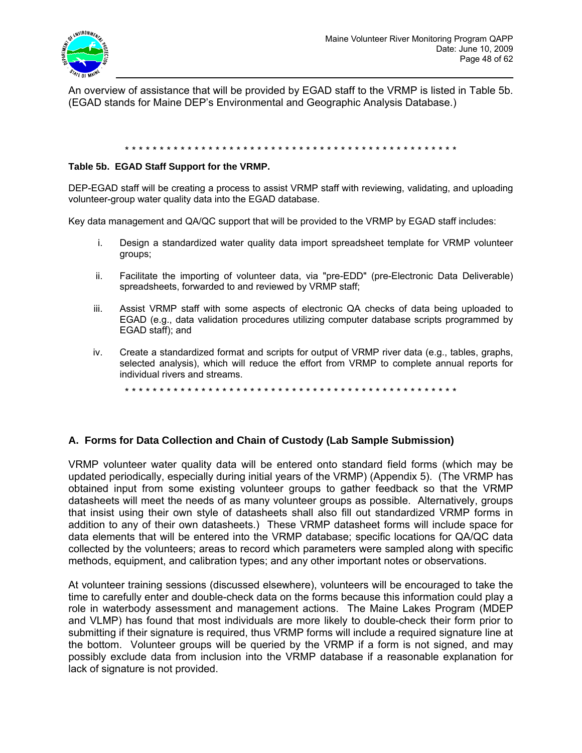An overview of assistance that will be provided by EGAD staff to the VRMP is listed in Table 5b. (EGAD stands for Maine DEP's Environmental and Geographic Analysis Database.)

\* \* \* \* \* \* \* \* \* \* \* \* \* \* \* \* \* \* \* \* \* \* \* \* \* \* \* \* \* \* \* \* \* \* \* \* \* \* \* \* \* \* \* \* \* \* \* \* \* \* \*

**Table 5b. EGAD Staff Support for the VRMP.**

DEP-EGAD staff will be creating a process to assist VRMP staff with reviewing, validating, and uploading volunteer-group water quality data into the EGAD database.

Key data management and QA/QC support that will be provided to the VRMP by EGAD staff includes:

i. Design a standardized water quality data import spreadsheet template for VRMP volunteer groups;

ii. Facilitate the importing of volunteer data, via "pre-EDD" (pre-Electronic Data Deliverable) spreadsheets, forwarded to and reviewed by VRMP staff;

iii. Assist VRMP staff with some aspects of electronic QA checks of data being uploaded to EGAD (e.g., data validation procedures utilizing computer database scripts programmed by EGAD staff); and

iv. Create a standardized format and scripts for output of VRMP river data (e.g., tables, graphs, selected analysis), which will reduce the effort from VRMP to complete annual reports for individual rivers and streams.

\* \* \* \* \* \* \* \* \* \* \* \* \* \* \* \* \* \* \* \* \* \* \* \* \* \* \* \* \* \* \* \* \* \* \* \* \* \* \* \* \* \* \* \* \* \* \* \* \* \* \*

## A. Forms for Data Collection and Chain of Custody (Lab Sample Submission)

VRMP volunteer water quality data will be entered onto standard field forms (which may be updated periodically, especially during initial years of the VRMP) (Appendix 5). (The VRMP has obtained input from some existing volunteer groups to gather feedback so that the VRMP datasheets will meet the needs of as many volunteer groups as possible. Alternatively, groups that insist using their own style of datasheets shall also fill out standardized VRMP forms in addition to any of their own datasheets.) These VRMP datasheet forms will include space for data elements that will be entered into the VRMP database; specific locations for QA/QC data collected by the volunteers; areas to record which parameters were sampled along with specific methods, equipment, and calibration types; and any other important notes or observations.

At volunteer training sessions (discussed elsewhere), volunteers will be encouraged to take the time to carefully enter and double-check data on the forms because this information could play a role in waterbody assessment and management actions. The Maine Lakes Program (MDEP and VLMP) has found that most individuals are more likely to double-check their form prior to submitting if their signature is required, thus VRMP forms will include a required signature line at the bottom. Volunteer groups will be queried by the VRMP if a form is not signed, and may possibly exclude data from inclusion into the VRMP database if a reasonable explanation for lack of signature is not provided.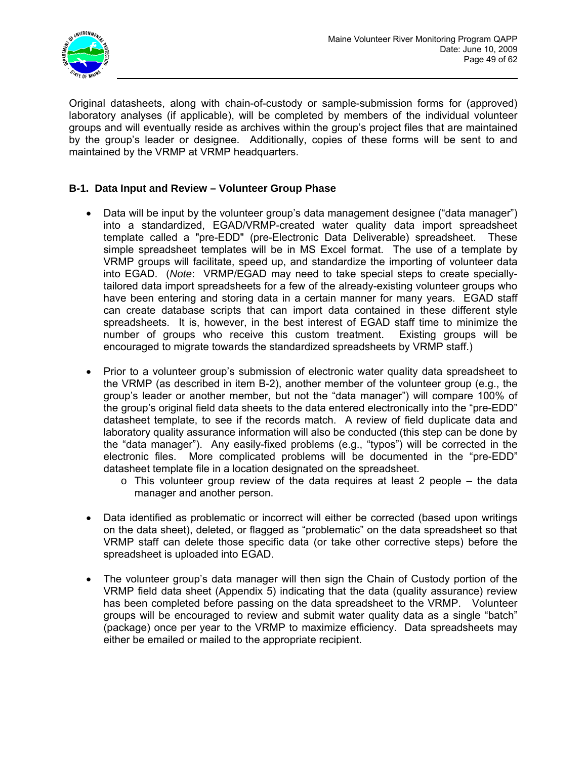Original datasheets, along with chain-of-custody or sample-submission forms for (approved) laboratory analyses (if applicable), will be completed by members of the individual volunteer groups and will eventually reside as archives within the group's project files that are maintained by the group's leader or designee. Additionally, copies of these forms will be sent to and maintained by the VRMP at VRMP headquarters.

### B-1. Data Input and Review – Volunteer Group Phase

- Data will be input by the volunteer group's data management designee ("data manager") into a standardized, EGAD/VRMP-created water quality data import spreadsheet template called a "pre-EDD" (pre-Electronic Data Deliverable) spreadsheet. These simple spreadsheet templates will be in MS Excel format. The use of a template by VRMP groups will facilitate, speed up, and standardize the importing of volunteer data into EGAD. (*Note*: VRMP/EGAD may need to take special steps to create specially-tailored data import spreadsheets for a few of the already-existing volunteer groups who have been entering and storing data in a certain manner for many years. EGAD staff can create database scripts that can import data contained in these different style spreadsheets. It is, however, in the best interest of EGAD staff time to minimize the number of groups who receive this custom treatment. Existing groups will be encouraged to migrate towards the standardized spreadsheets by VRMP staff.)

- Prior to a volunteer group's submission of electronic water quality data spreadsheet to the VRMP (as described in item B-2), another member of the volunteer group (e.g., the group's leader or another member, but not the "data manager") will compare 100% of the group's original field data sheets to the data entered electronically into the "pre-EDD" datasheet template, to see if the records match. A review of field duplicate data and laboratory quality assurance information will also be conducted (this step can be done by the "data manager"). Any easily-fixed problems (e.g., "typos") will be corrected in the electronic files. More complicated problems will be documented in the "pre-EDD" datasheet template file in a location designated on the spreadsheet.
  - This volunteer group review of the data requires at least 2 people – the data manager and another person.

- Data identified as problematic or incorrect will either be corrected (based upon writings on the data sheet), deleted, or flagged as "problematic" on the data spreadsheet so that VRMP staff can delete those specific data (or take other corrective steps) before the spreadsheet is uploaded into EGAD.

- The volunteer group's data manager will then sign the Chain of Custody portion of the VRMP field data sheet (Appendix 5) indicating that the data (quality assurance) review has been completed before passing on the data spreadsheet to the VRMP. Volunteer groups will be encouraged to review and submit water quality data as a single "batch" (package) once per year to the VRMP to maximize efficiency. Data spreadsheets may either be emailed or mailed to the appropriate recipient.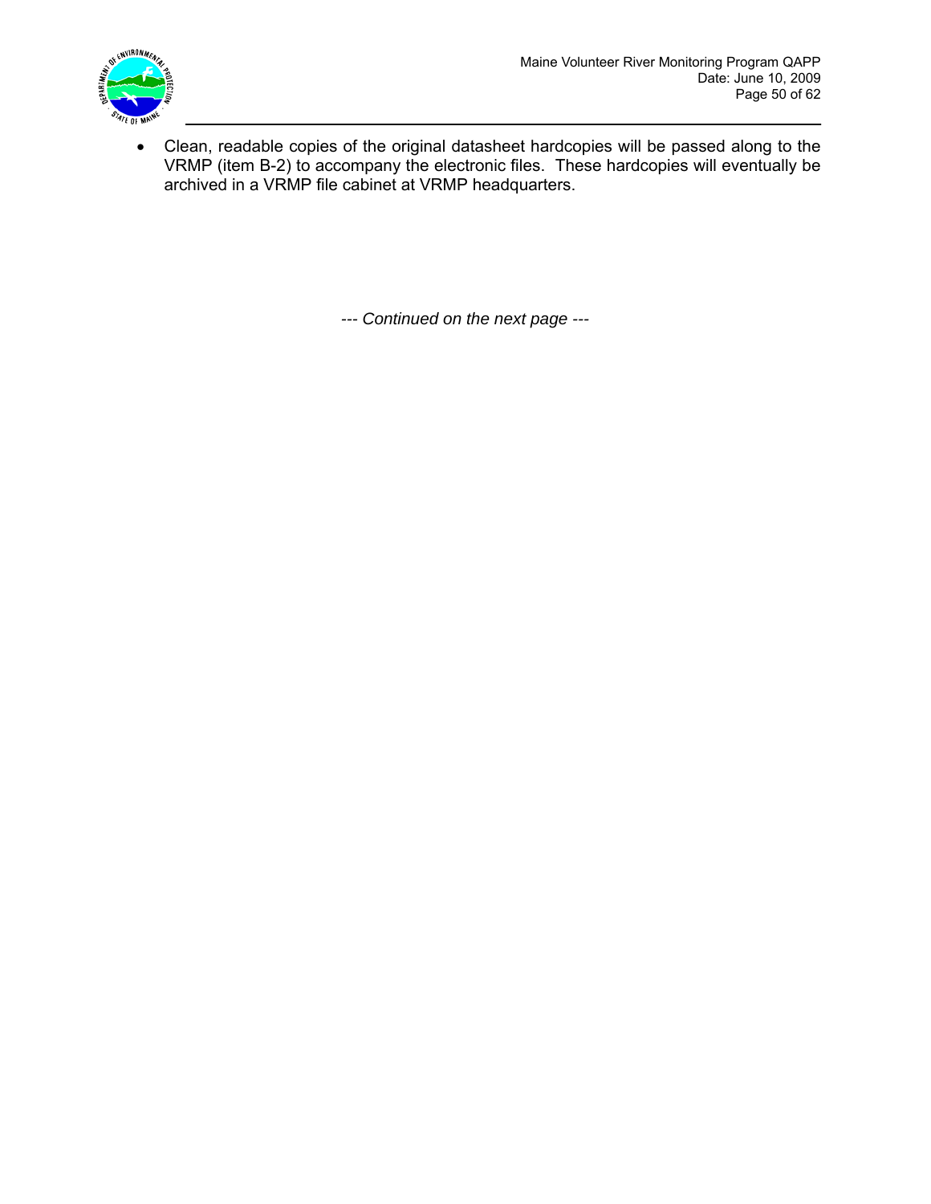- Clean, readable copies of the original datasheet hardcopies will be passed along to the VRMP (item B-2) to accompany the electronic files. These hardcopies will eventually be archived in a VRMP file cabinet at VRMP headquarters.

*--- Continued on the next page ---*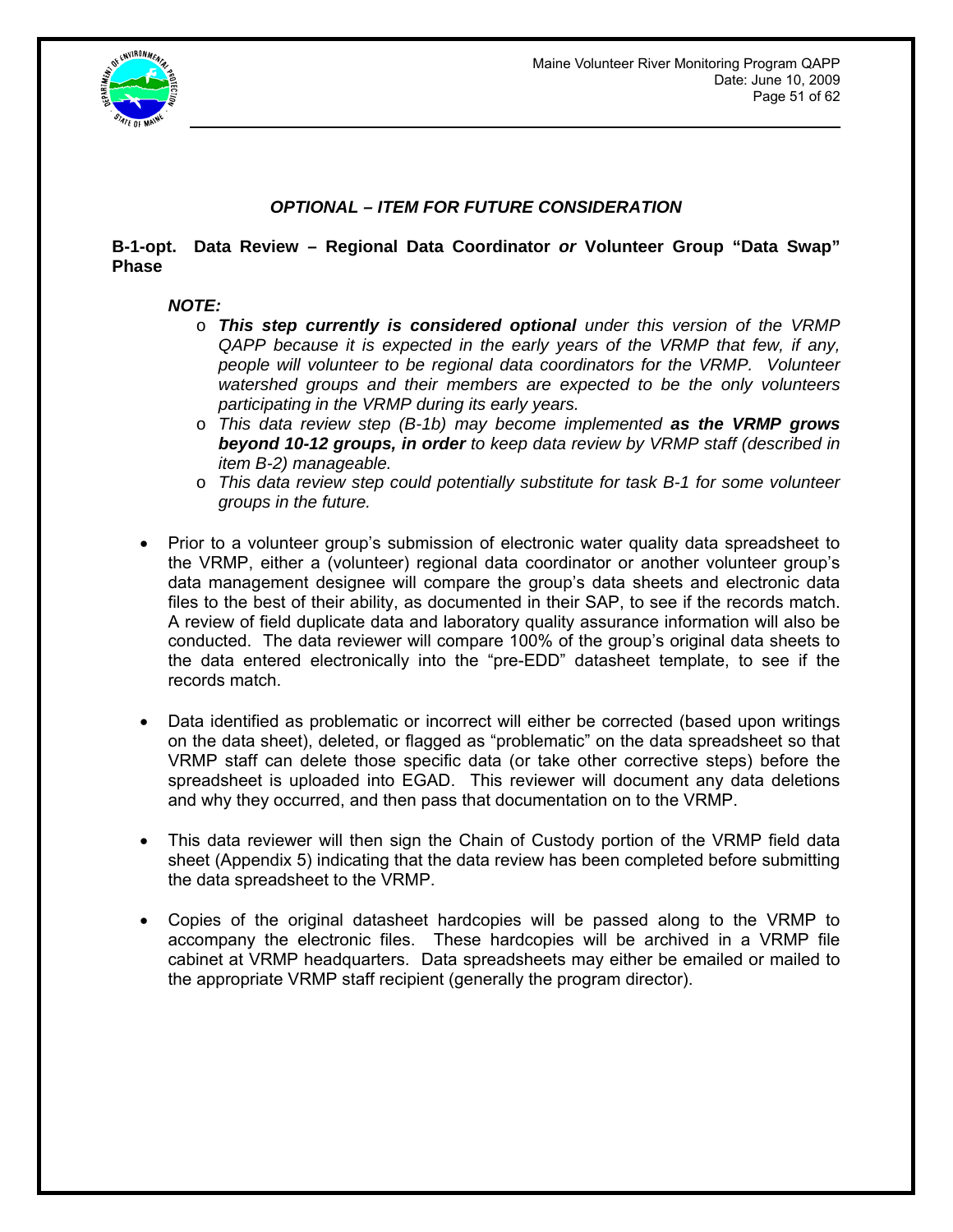***OPTIONAL – ITEM FOR FUTURE CONSIDERATION***

**B-1-opt. Data Review – Regional Data Coordinator *or* Volunteer Group "Data Swap" Phase**

***NOTE:***

- ***This step currently is considered optional*** *under this version of the VRMP QAPP because it is expected in the early years of the VRMP that few, if any, people will volunteer to be regional data coordinators for the VRMP. Volunteer watershed groups and their members are expected to be the only volunteers participating in the VRMP during its early years.*
- *This data review step (B-1b) may become implemented* ***as the VRMP grows beyond 10-12 groups, in order*** *to keep data review by VRMP staff (described in item B-2) manageable.*
- *This data review step could potentially substitute for task B-1 for some volunteer groups in the future.*

- Prior to a volunteer group's submission of electronic water quality data spreadsheet to the VRMP, either a (volunteer) regional data coordinator or another volunteer group's data management designee will compare the group's data sheets and electronic data files to the best of their ability, as documented in their SAP, to see if the records match. A review of field duplicate data and laboratory quality assurance information will also be conducted. The data reviewer will compare 100% of the group's original data sheets to the data entered electronically into the "pre-EDD" datasheet template, to see if the records match.

- Data identified as problematic or incorrect will either be corrected (based upon writings on the data sheet), deleted, or flagged as "problematic" on the data spreadsheet so that VRMP staff can delete those specific data (or take other corrective steps) before the spreadsheet is uploaded into EGAD. This reviewer will document any data deletions and why they occurred, and then pass that documentation on to the VRMP.

- This data reviewer will then sign the Chain of Custody portion of the VRMP field data sheet (Appendix 5) indicating that the data review has been completed before submitting the data spreadsheet to the VRMP.

- Copies of the original datasheet hardcopies will be passed along to the VRMP to accompany the electronic files. These hardcopies will be archived in a VRMP file cabinet at VRMP headquarters. Data spreadsheets may either be emailed or mailed to the appropriate VRMP staff recipient (generally the program director).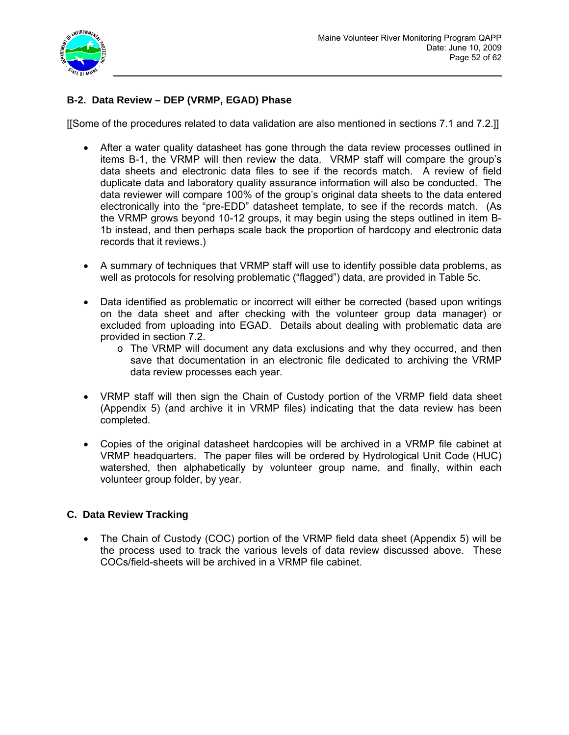### B-2. Data Review – DEP (VRMP, EGAD) Phase

[[Some of the procedures related to data validation are also mentioned in sections 7.1 and 7.2.]]

- After a water quality datasheet has gone through the data review processes outlined in items B-1, the VRMP will then review the data. VRMP staff will compare the group's data sheets and electronic data files to see if the records match. A review of field duplicate data and laboratory quality assurance information will also be conducted. The data reviewer will compare 100% of the group's original data sheets to the data entered electronically into the "pre-EDD" datasheet template, to see if the records match. (As the VRMP grows beyond 10-12 groups, it may begin using the steps outlined in item B-1b instead, and then perhaps scale back the proportion of hardcopy and electronic data records that it reviews.)

- A summary of techniques that VRMP staff will use to identify possible data problems, as well as protocols for resolving problematic ("flagged") data, are provided in Table 5c.

- Data identified as problematic or incorrect will either be corrected (based upon writings on the data sheet and after checking with the volunteer group data manager) or excluded from uploading into EGAD. Details about dealing with problematic data are provided in section 7.2.
    - The VRMP will document any data exclusions and why they occurred, and then save that documentation in an electronic file dedicated to archiving the VRMP data review processes each year.

- VRMP staff will then sign the Chain of Custody portion of the VRMP field data sheet (Appendix 5) (and archive it in VRMP files) indicating that the data review has been completed.

- Copies of the original datasheet hardcopies will be archived in a VRMP file cabinet at VRMP headquarters. The paper files will be ordered by Hydrological Unit Code (HUC) watershed, then alphabetically by volunteer group name, and finally, within each volunteer group folder, by year.

### C. Data Review Tracking

- The Chain of Custody (COC) portion of the VRMP field data sheet (Appendix 5) will be the process used to track the various levels of data review discussed above. These COCs/field-sheets will be archived in a VRMP file cabinet.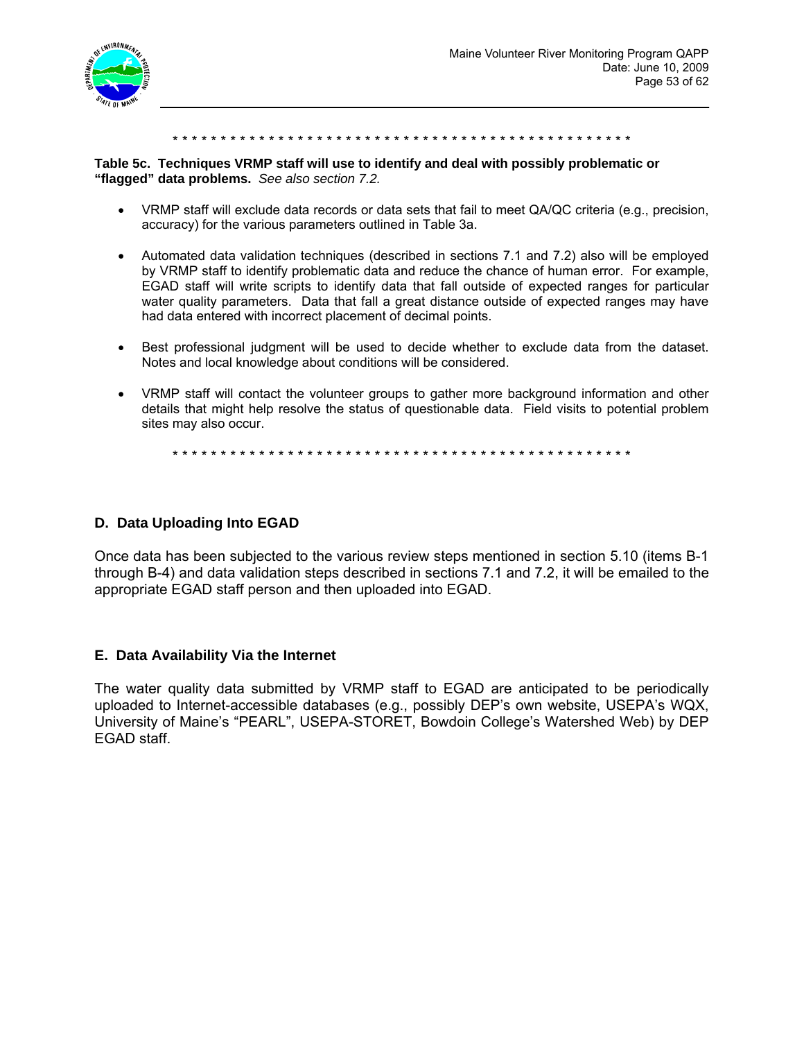\* \* \* \* \* \* \* \* \* \* \* \* \* \* \* \* \* \* \* \* \* \* \* \* \* \* \* \* \* \* \* \* \* \* \* \* \* \* \* \* \* \* \* \* \* \* \* \* \* \* \* \* \* \* \* \* \* \*

**Table 5c. Techniques VRMP staff will use to identify and deal with possibly problematic or "flagged" data problems.** *See also section 7.2.*

- VRMP staff will exclude data records or data sets that fail to meet QA/QC criteria (e.g., precision, accuracy) for the various parameters outlined in Table 3a.
- Automated data validation techniques (described in sections 7.1 and 7.2) also will be employed by VRMP staff to identify problematic data and reduce the chance of human error. For example, EGAD staff will write scripts to identify data that fall outside of expected ranges for particular water quality parameters. Data that fall a great distance outside of expected ranges may have had data entered with incorrect placement of decimal points.
- Best professional judgment will be used to decide whether to exclude data from the dataset. Notes and local knowledge about conditions will be considered.
- VRMP staff will contact the volunteer groups to gather more background information and other details that might help resolve the status of questionable data. Field visits to potential problem sites may also occur.

\* \* \* \* \* \* \* \* \* \* \* \* \* \* \* \* \* \* \* \* \* \* \* \* \* \* \* \* \* \* \* \* \* \* \* \* \* \* \* \* \* \* \* \* \* \* \* \* \* \* \* \* \* \* \* \* \* \*

### D. Data Uploading Into EGAD

Once data has been subjected to the various review steps mentioned in section 5.10 (items B-1 through B-4) and data validation steps described in sections 7.1 and 7.2, it will be emailed to the appropriate EGAD staff person and then uploaded into EGAD.

### E. Data Availability Via the Internet

The water quality data submitted by VRMP staff to EGAD are anticipated to be periodically uploaded to Internet-accessible databases (e.g., possibly DEP's own website, USEPA's WQX, University of Maine's "PEARL", USEPA-STORET, Bowdoin College's Watershed Web) by DEP EGAD staff.